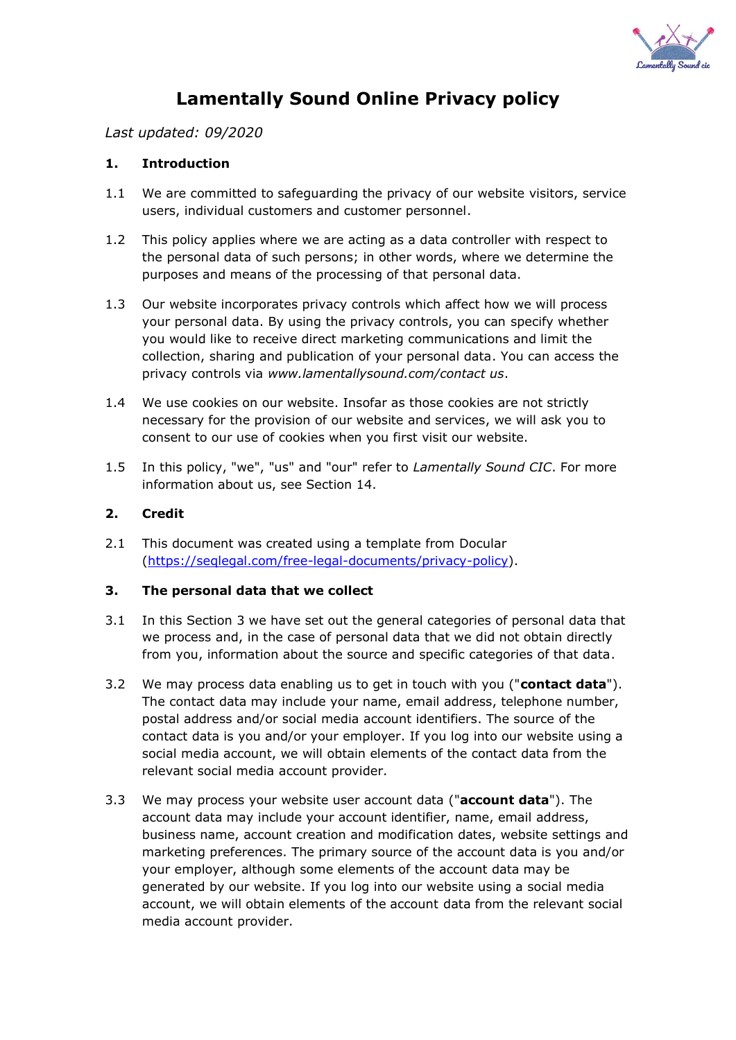# Lamentally Sound Online Privacy policy

*Last updated: 09/2020*

## 1. Introduction

1.1 We are committed to safeguarding the privacy of our website visitors, service users, individual customers and customer personnel.

1.2 This policy applies where we are acting as a data controller with respect to the personal data of such persons; in other words, where we determine the purposes and means of the processing of that personal data.

1.3 Our website incorporates privacy controls which affect how we will process your personal data. By using the privacy controls, you can specify whether you would like to receive direct marketing communications and limit the collection, sharing and publication of your personal data. You can access the privacy controls via *www.lamentallysound.com/contact us*.

1.4 We use cookies on our website. Insofar as those cookies are not strictly necessary for the provision of our website and services, we will ask you to consent to our use of cookies when you first visit our website.

1.5 In this policy, "we", "us" and "our" refer to *Lamentally Sound CIC*. For more information about us, see Section 14.

## 2. Credit

2.1 This document was created using a template from Docular ([https://seqlegal.com/free-legal-documents/privacy-policy](https://seqlegal.com/free-legal-documents/privacy-policy)).

## 3. The personal data that we collect

3.1 In this Section 3 we have set out the general categories of personal data that we process and, in the case of personal data that we did not obtain directly from you, information about the source and specific categories of that data.

3.2 We may process data enabling us to get in touch with you ("**contact data**"). The contact data may include your name, email address, telephone number, postal address and/or social media account identifiers. The source of the contact data is you and/or your employer. If you log into our website using a social media account, we will obtain elements of the contact data from the relevant social media account provider.

3.3 We may process your website user account data ("**account data**"). The account data may include your account identifier, name, email address, business name, account creation and modification dates, website settings and marketing preferences. The primary source of the account data is you and/or your employer, although some elements of the account data may be generated by our website. If you log into our website using a social media account, we will obtain elements of the account data from the relevant social media account provider.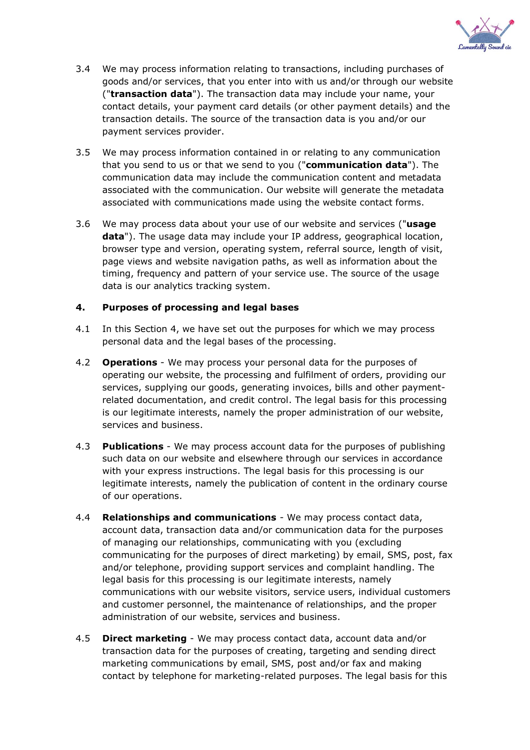3.4 We may process information relating to transactions, including purchases of goods and/or services, that you enter into with us and/or through our website ("**transaction data**"). The transaction data may include your name, your contact details, your payment card details (or other payment details) and the transaction details. The source of the transaction data is you and/or our payment services provider.

3.5 We may process information contained in or relating to any communication that you send to us or that we send to you ("**communication data**"). The communication data may include the communication content and metadata associated with the communication. Our website will generate the metadata associated with communications made using the website contact forms.

3.6 We may process data about your use of our website and services ("**usage data**"). The usage data may include your IP address, geographical location, browser type and version, operating system, referral source, length of visit, page views and website navigation paths, as well as information about the timing, frequency and pattern of your service use. The source of the usage data is our analytics tracking system.

## 4. Purposes of processing and legal bases

4.1 In this Section 4, we have set out the purposes for which we may process personal data and the legal bases of the processing.

4.2 **Operations** - We may process your personal data for the purposes of operating our website, the processing and fulfilment of orders, providing our services, supplying our goods, generating invoices, bills and other payment-related documentation, and credit control. The legal basis for this processing is our legitimate interests, namely the proper administration of our website, services and business.

4.3 **Publications** - We may process account data for the purposes of publishing such data on our website and elsewhere through our services in accordance with your express instructions. The legal basis for this processing is our legitimate interests, namely the publication of content in the ordinary course of our operations.

4.4 **Relationships and communications** - We may process contact data, account data, transaction data and/or communication data for the purposes of managing our relationships, communicating with you (excluding communicating for the purposes of direct marketing) by email, SMS, post, fax and/or telephone, providing support services and complaint handling. The legal basis for this processing is our legitimate interests, namely communications with our website visitors, service users, individual customers and customer personnel, the maintenance of relationships, and the proper administration of our website, services and business.

4.5 **Direct marketing** - We may process contact data, account data and/or transaction data for the purposes of creating, targeting and sending direct marketing communications by email, SMS, post and/or fax and making contact by telephone for marketing-related purposes. The legal basis for this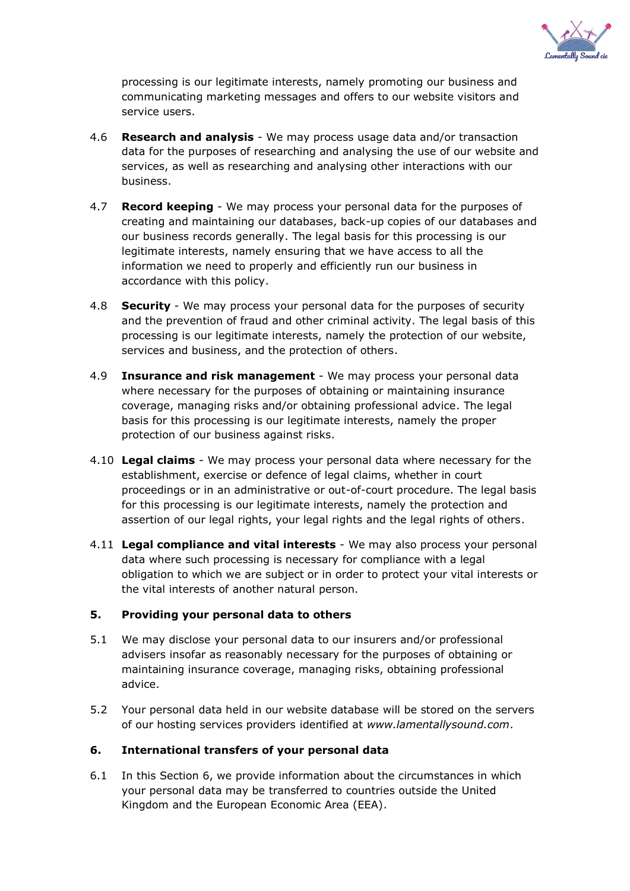processing is our legitimate interests, namely promoting our business and communicating marketing messages and offers to our website visitors and service users.

4.6 **Research and analysis** - We may process usage data and/or transaction data for the purposes of researching and analysing the use of our website and services, as well as researching and analysing other interactions with our business.

4.7 **Record keeping** - We may process your personal data for the purposes of creating and maintaining our databases, back-up copies of our databases and our business records generally. The legal basis for this processing is our legitimate interests, namely ensuring that we have access to all the information we need to properly and efficiently run our business in accordance with this policy.

4.8 **Security** - We may process your personal data for the purposes of security and the prevention of fraud and other criminal activity. The legal basis of this processing is our legitimate interests, namely the protection of our website, services and business, and the protection of others.

4.9 **Insurance and risk management** - We may process your personal data where necessary for the purposes of obtaining or maintaining insurance coverage, managing risks and/or obtaining professional advice. The legal basis for this processing is our legitimate interests, namely the proper protection of our business against risks.

4.10 **Legal claims** - We may process your personal data where necessary for the establishment, exercise or defence of legal claims, whether in court proceedings or in an administrative or out-of-court procedure. The legal basis for this processing is our legitimate interests, namely the protection and assertion of our legal rights, your legal rights and the legal rights of others.

4.11 **Legal compliance and vital interests** - We may also process your personal data where such processing is necessary for compliance with a legal obligation to which we are subject or in order to protect your vital interests or the vital interests of another natural person.

## 5. Providing your personal data to others

5.1 We may disclose your personal data to our insurers and/or professional advisers insofar as reasonably necessary for the purposes of obtaining or maintaining insurance coverage, managing risks, obtaining professional advice.

5.2 Your personal data held in our website database will be stored on the servers of our hosting services providers identified at *www.lamentallysound.com*.

## 6. International transfers of your personal data

6.1 In this Section 6, we provide information about the circumstances in which your personal data may be transferred to countries outside the United Kingdom and the European Economic Area (EEA).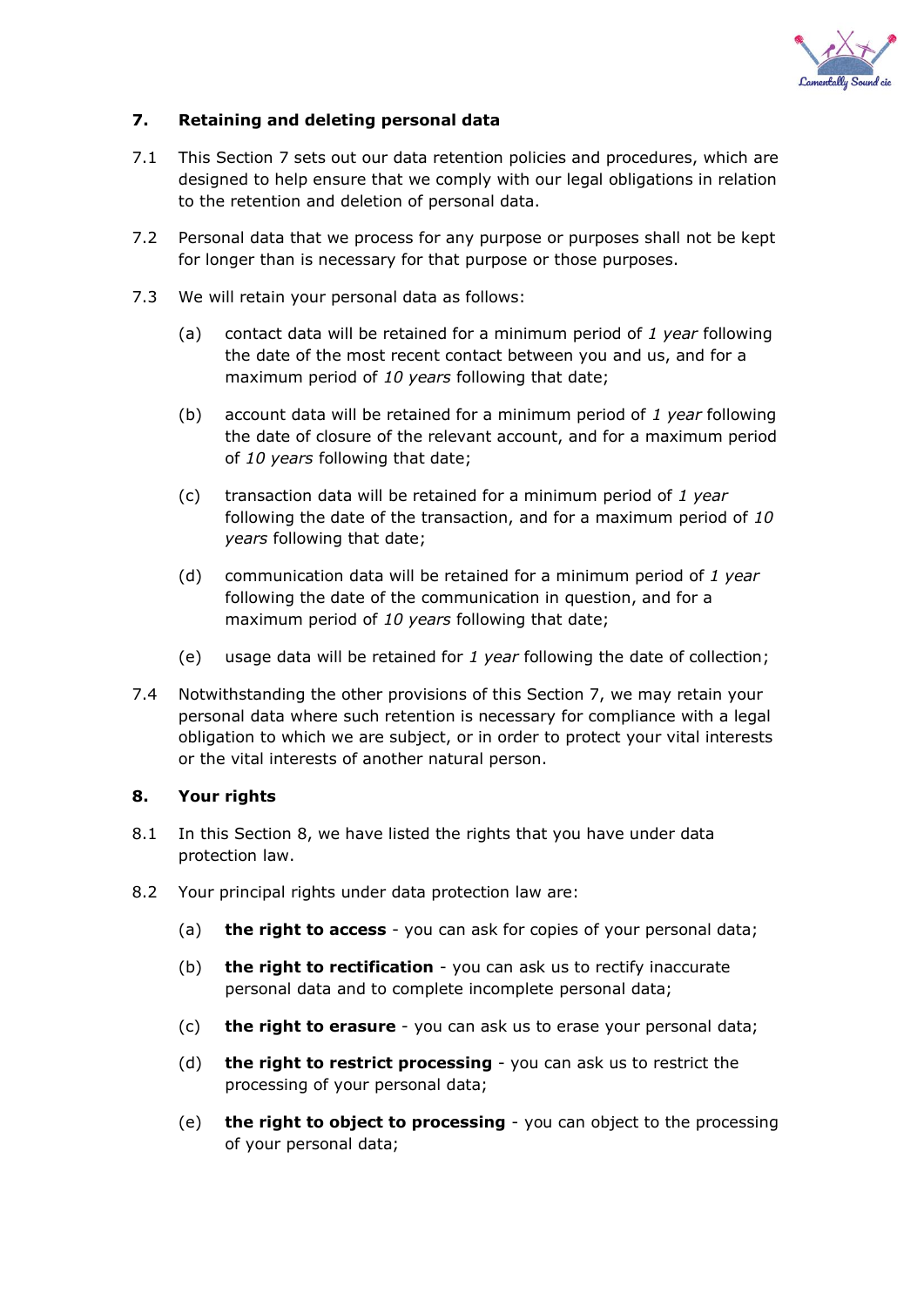## 7. Retaining and deleting personal data

7.1 This Section 7 sets out our data retention policies and procedures, which are designed to help ensure that we comply with our legal obligations in relation to the retention and deletion of personal data.

7.2 Personal data that we process for any purpose or purposes shall not be kept for longer than is necessary for that purpose or those purposes.

7.3 We will retain your personal data as follows:

- (a) contact data will be retained for a minimum period of *1 year* following the date of the most recent contact between you and us, and for a maximum period of *10 years* following that date;
- (b) account data will be retained for a minimum period of *1 year* following the date of closure of the relevant account, and for a maximum period of *10 years* following that date;
- (c) transaction data will be retained for a minimum period of *1 year* following the date of the transaction, and for a maximum period of *10 years* following that date;
- (d) communication data will be retained for a minimum period of *1 year* following the date of the communication in question, and for a maximum period of *10 years* following that date;
- (e) usage data will be retained for *1 year* following the date of collection;

7.4 Notwithstanding the other provisions of this Section 7, we may retain your personal data where such retention is necessary for compliance with a legal obligation to which we are subject, or in order to protect your vital interests or the vital interests of another natural person.

## 8. Your rights

8.1 In this Section 8, we have listed the rights that you have under data protection law.

8.2 Your principal rights under data protection law are:

- (a) **the right to access** - you can ask for copies of your personal data;
- (b) **the right to rectification** - you can ask us to rectify inaccurate personal data and to complete incomplete personal data;
- (c) **the right to erasure** - you can ask us to erase your personal data;
- (d) **the right to restrict processing** - you can ask us to restrict the processing of your personal data;
- (e) **the right to object to processing** - you can object to the processing of your personal data;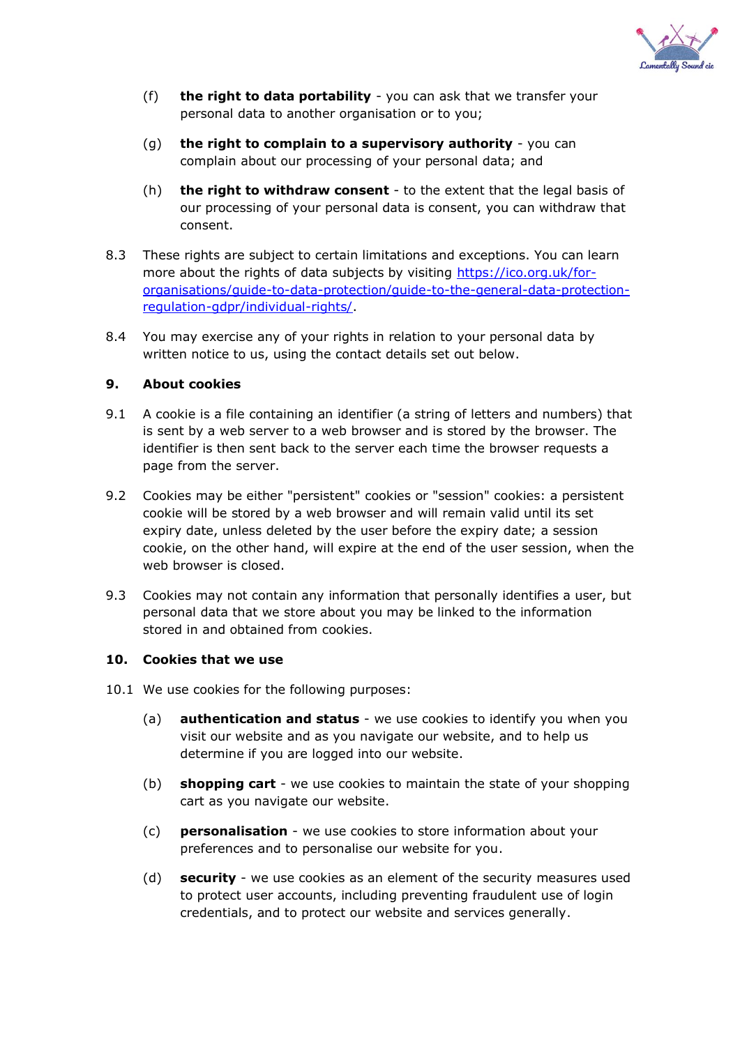(f) **the right to data portability** - you can ask that we transfer your personal data to another organisation or to you;

(g) **the right to complain to a supervisory authority** - you can complain about our processing of your personal data; and

(h) **the right to withdraw consent** - to the extent that the legal basis of our processing of your personal data is consent, you can withdraw that consent.

8.3 These rights are subject to certain limitations and exceptions. You can learn more about the rights of data subjects by visiting [https://ico.org.uk/for-organisations/guide-to-data-protection/guide-to-the-general-data-protection-regulation-gdpr/individual-rights/](https://ico.org.uk/for-organisations/guide-to-data-protection/guide-to-the-general-data-protection-regulation-gdpr/individual-rights/).

8.4 You may exercise any of your rights in relation to your personal data by written notice to us, using the contact details set out below.

## 9. About cookies

9.1 A cookie is a file containing an identifier (a string of letters and numbers) that is sent by a web server to a web browser and is stored by the browser. The identifier is then sent back to the server each time the browser requests a page from the server.

9.2 Cookies may be either "persistent" cookies or "session" cookies: a persistent cookie will be stored by a web browser and will remain valid until its set expiry date, unless deleted by the user before the expiry date; a session cookie, on the other hand, will expire at the end of the user session, when the web browser is closed.

9.3 Cookies may not contain any information that personally identifies a user, but personal data that we store about you may be linked to the information stored in and obtained from cookies.

## 10. Cookies that we use

10.1 We use cookies for the following purposes:

(a) **authentication and status** - we use cookies to identify you when you visit our website and as you navigate our website, and to help us determine if you are logged into our website.

(b) **shopping cart** - we use cookies to maintain the state of your shopping cart as you navigate our website.

(c) **personalisation** - we use cookies to store information about your preferences and to personalise our website for you.

(d) **security** - we use cookies as an element of the security measures used to protect user accounts, including preventing fraudulent use of login credentials, and to protect our website and services generally.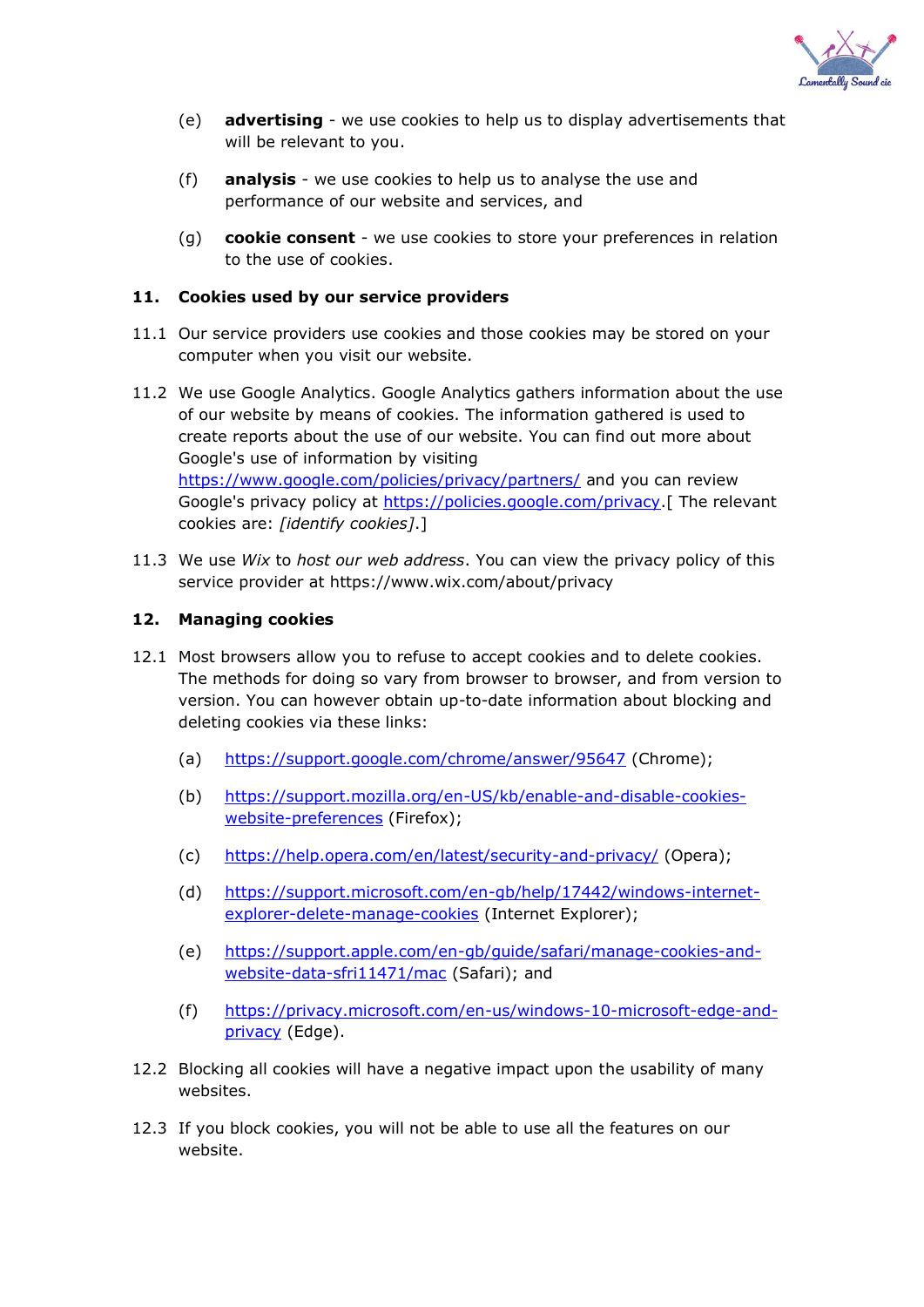(e) **advertising** - we use cookies to help us to display advertisements that will be relevant to you.

(f) **analysis** - we use cookies to help us to analyse the use and performance of our website and services, and

(g) **cookie consent** - we use cookies to store your preferences in relation to the use of cookies.

## 11. Cookies used by our service providers

11.1 Our service providers use cookies and those cookies may be stored on your computer when you visit our website.

11.2 We use Google Analytics. Google Analytics gathers information about the use of our website by means of cookies. The information gathered is used to create reports about the use of our website. You can find out more about Google's use of information by visiting [https://www.google.com/policies/privacy/partners/](https://www.google.com/policies/privacy/partners/) and you can review Google's privacy policy at [https://policies.google.com/privacy](https://policies.google.com/privacy).[ The relevant cookies are: *[identify cookies]*.]

11.3 We use *Wix* to *host our web address*. You can view the privacy policy of this service provider at https://www.wix.com/about/privacy

## 12. Managing cookies

12.1 Most browsers allow you to refuse to accept cookies and to delete cookies. The methods for doing so vary from browser to browser, and from version to version. You can however obtain up-to-date information about blocking and deleting cookies via these links:

(a) [https://support.google.com/chrome/answer/95647](https://support.google.com/chrome/answer/95647) (Chrome);

(b) [https://support.mozilla.org/en-US/kb/enable-and-disable-cookies-website-preferences](https://support.mozilla.org/en-US/kb/enable-and-disable-cookies-website-preferences) (Firefox);

(c) [https://help.opera.com/en/latest/security-and-privacy/](https://help.opera.com/en/latest/security-and-privacy/) (Opera);

(d) [https://support.microsoft.com/en-gb/help/17442/windows-internet-explorer-delete-manage-cookies](https://support.microsoft.com/en-gb/help/17442/windows-internet-explorer-delete-manage-cookies) (Internet Explorer);

(e) [https://support.apple.com/en-gb/guide/safari/manage-cookies-and-website-data-sfri11471/mac](https://support.apple.com/en-gb/guide/safari/manage-cookies-and-website-data-sfri11471/mac) (Safari); and

(f) [https://privacy.microsoft.com/en-us/windows-10-microsoft-edge-and-privacy](https://privacy.microsoft.com/en-us/windows-10-microsoft-edge-and-privacy) (Edge).

12.2 Blocking all cookies will have a negative impact upon the usability of many websites.

12.3 If you block cookies, you will not be able to use all the features on our website.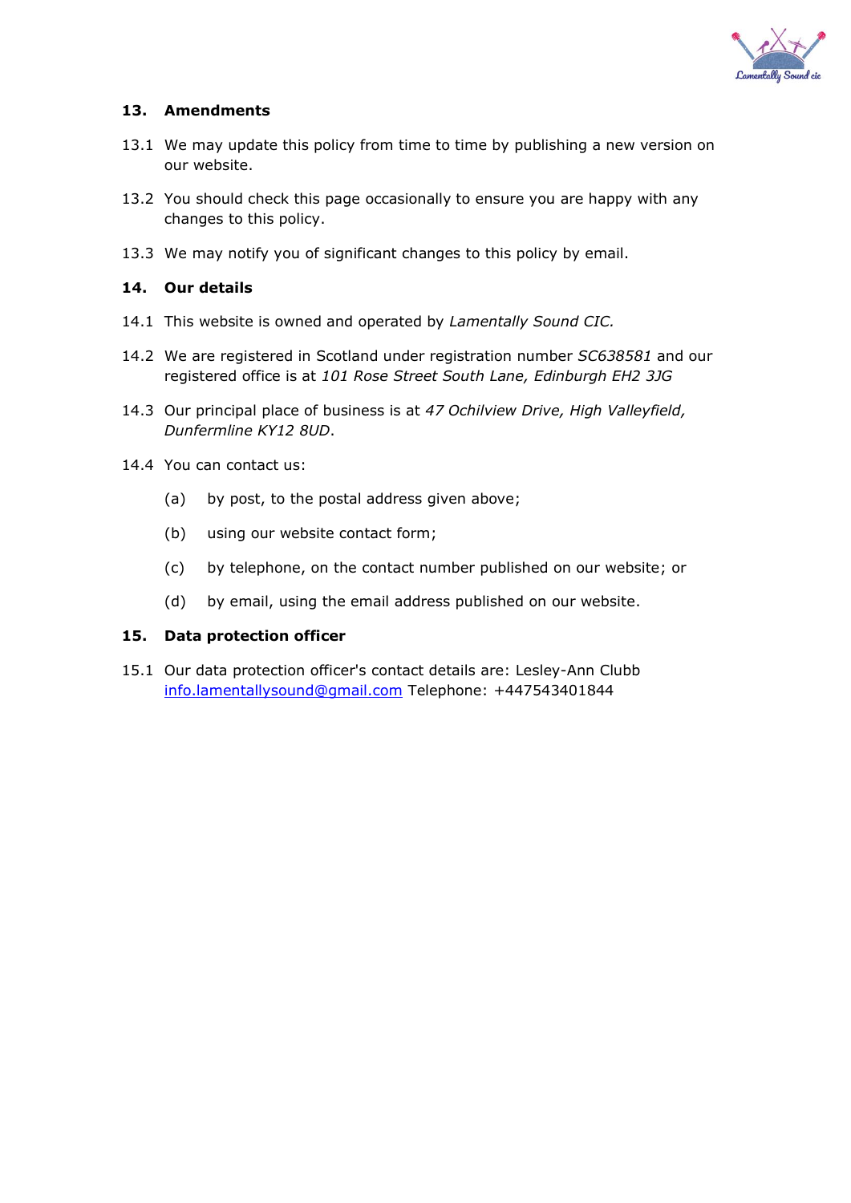## 13. Amendments

13.1 We may update this policy from time to time by publishing a new version on our website.

13.2 You should check this page occasionally to ensure you are happy with any changes to this policy.

13.3 We may notify you of significant changes to this policy by email.

## 14. Our details

14.1 This website is owned and operated by *Lamentally Sound CIC.*

14.2 We are registered in Scotland under registration number *SC638581* and our registered office is at *101 Rose Street South Lane, Edinburgh EH2 3JG*

14.3 Our principal place of business is at *47 Ochilview Drive, High Valleyfield, Dunfermline KY12 8UD*.

14.4 You can contact us:

(a) by post, to the postal address given above;

(b) using our website contact form;

(c) by telephone, on the contact number published on our website; or

(d) by email, using the email address published on our website.

## 15. Data protection officer

15.1 Our data protection officer's contact details are: Lesley-Ann Clubb info.lamentallysound@gmail.com Telephone: +447543401844